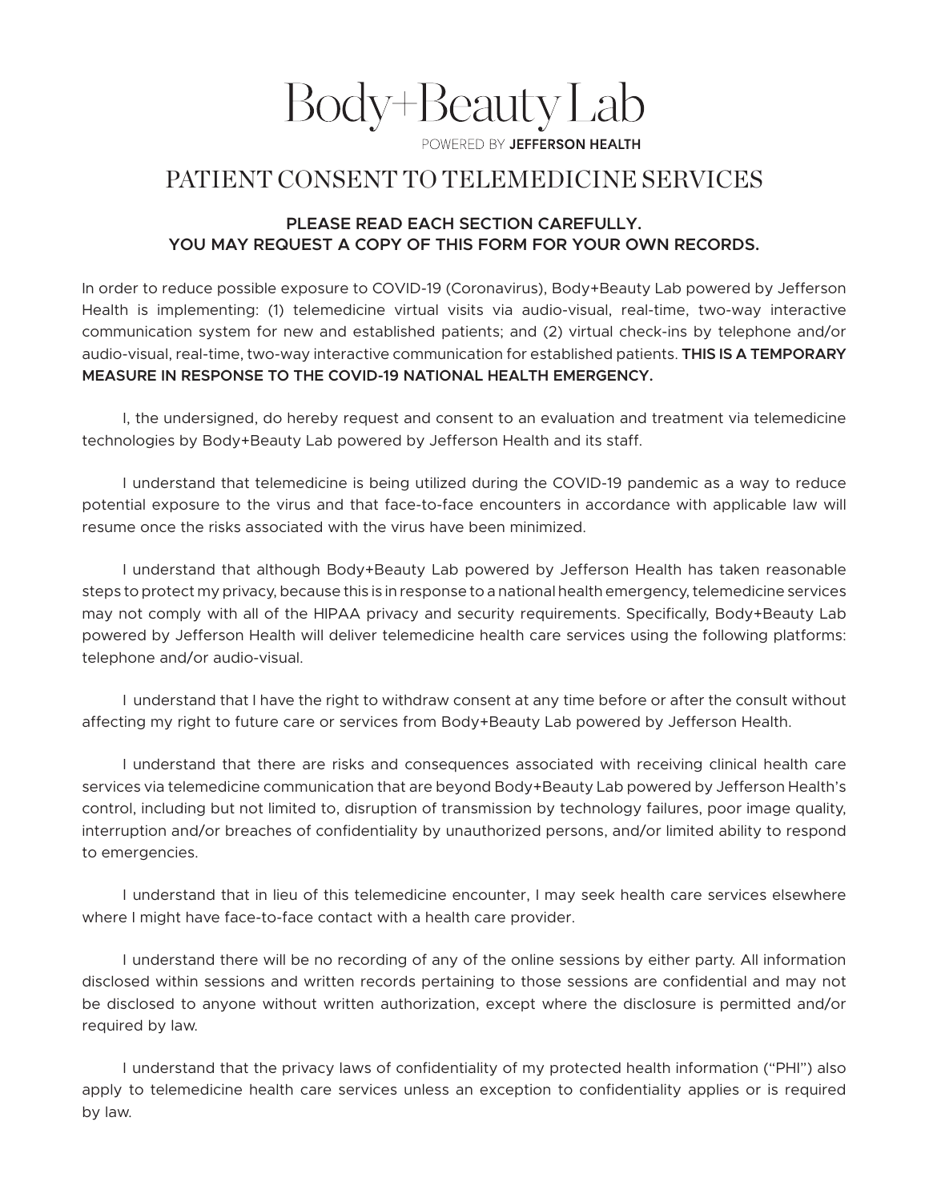# Body+Beauty Lab

POWERED BY **JEFFERSON HEALTH**

## PATIENT CONSENT TO TELEMEDICINE SERVICES

**PLEASE READ EACH SECTION CAREFULLY.**
**YOU MAY REQUEST A COPY OF THIS FORM FOR YOUR OWN RECORDS.**

In order to reduce possible exposure to COVID-19 (Coronavirus), Body+Beauty Lab powered by Jefferson Health is implementing: (1) telemedicine virtual visits via audio-visual, real-time, two-way interactive communication system for new and established patients; and (2) virtual check-ins by telephone and/or audio-visual, real-time, two-way interactive communication for established patients. **THIS IS A TEMPORARY MEASURE IN RESPONSE TO THE COVID-19 NATIONAL HEALTH EMERGENCY.**

I, the undersigned, do hereby request and consent to an evaluation and treatment via telemedicine technologies by Body+Beauty Lab powered by Jefferson Health and its staff.

I understand that telemedicine is being utilized during the COVID-19 pandemic as a way to reduce potential exposure to the virus and that face-to-face encounters in accordance with applicable law will resume once the risks associated with the virus have been minimized.

I understand that although Body+Beauty Lab powered by Jefferson Health has taken reasonable steps to protect my privacy, because this is in response to a national health emergency, telemedicine services may not comply with all of the HIPAA privacy and security requirements. Specifically, Body+Beauty Lab powered by Jefferson Health will deliver telemedicine health care services using the following platforms: telephone and/or audio-visual.

I understand that I have the right to withdraw consent at any time before or after the consult without affecting my right to future care or services from Body+Beauty Lab powered by Jefferson Health.

I understand that there are risks and consequences associated with receiving clinical health care services via telemedicine communication that are beyond Body+Beauty Lab powered by Jefferson Health's control, including but not limited to, disruption of transmission by technology failures, poor image quality, interruption and/or breaches of confidentiality by unauthorized persons, and/or limited ability to respond to emergencies.

I understand that in lieu of this telemedicine encounter, I may seek health care services elsewhere where I might have face-to-face contact with a health care provider.

I understand there will be no recording of any of the online sessions by either party. All information disclosed within sessions and written records pertaining to those sessions are confidential and may not be disclosed to anyone without written authorization, except where the disclosure is permitted and/or required by law.

I understand that the privacy laws of confidentiality of my protected health information ("PHI") also apply to telemedicine health care services unless an exception to confidentiality applies or is required by law.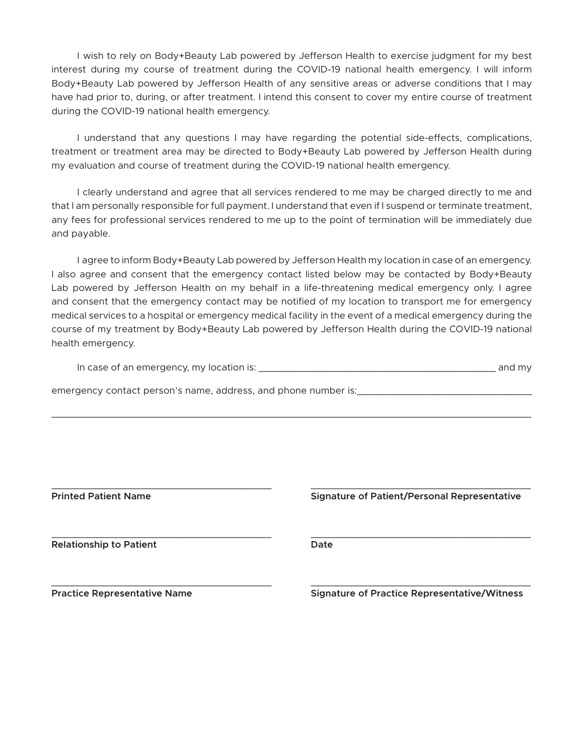I wish to rely on Body+Beauty Lab powered by Jefferson Health to exercise judgment for my best interest during my course of treatment during the COVID-19 national health emergency. I will inform Body+Beauty Lab powered by Jefferson Health of any sensitive areas or adverse conditions that I may have had prior to, during, or after treatment. I intend this consent to cover my entire course of treatment during the COVID-19 national health emergency.

I understand that any questions I may have regarding the potential side-effects, complications, treatment or treatment area may be directed to Body+Beauty Lab powered by Jefferson Health during my evaluation and course of treatment during the COVID-19 national health emergency.

I clearly understand and agree that all services rendered to me may be charged directly to me and that I am personally responsible for full payment. I understand that even if I suspend or terminate treatment, any fees for professional services rendered to me up to the point of termination will be immediately due and payable.

I agree to inform Body+Beauty Lab powered by Jefferson Health my location in case of an emergency. I also agree and consent that the emergency contact listed below may be contacted by Body+Beauty Lab powered by Jefferson Health on my behalf in a life-threatening medical emergency only. I agree and consent that the emergency contact may be notified of my location to transport me for emergency medical services to a hospital or emergency medical facility in the event of a medical emergency during the course of my treatment by Body+Beauty Lab powered by Jefferson Health during the COVID-19 national health emergency.

In case of an emergency, my location is: ______________________________________________ and my

emergency contact person's name, address, and phone number is: _________________________________

______________________________________________________________________________________________

| | |
|---|---|
| ______________________________ | ______________________________ |
| **Printed Patient Name** | **Signature of Patient/Personal Representative** |
| ______________________________ | ______________________________ |
| **Relationship to Patient** | **Date** |
| ______________________________ | ______________________________ |
| **Practice Representative Name** | **Signature of Practice Representative/Witness** |